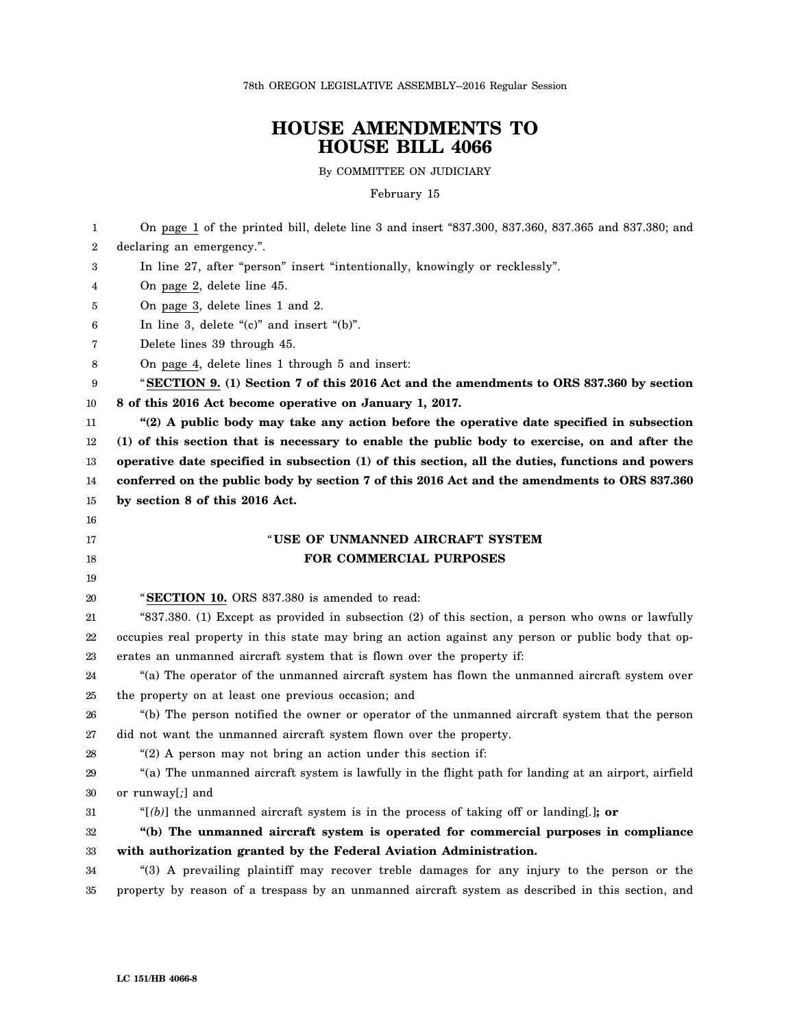78th OREGON LEGISLATIVE ASSEMBLY--2016 Regular Session

# HOUSE AMENDMENTS TO HOUSE BILL 4066

By COMMITTEE ON JUDICIARY

February 15

On page 1 of the printed bill, delete line 3 and insert "837.300, 837.360, 837.365 and 837.380; and declaring an emergency.".

In line 27, after "person" insert "intentionally, knowingly or recklessly".

On page 2, delete line 45.

On page 3, delete lines 1 and 2.

In line 3, delete "(c)" and insert "(b)".

Delete lines 39 through 45.

On page 4, delete lines 1 through 5 and insert:

"**SECTION 9. (1) Section 7 of this 2016 Act and the amendments to ORS 837.360 by section 8 of this 2016 Act become operative on January 1, 2017.**

**"(2) A public body may take any action before the operative date specified in subsection (1) of this section that is necessary to enable the public body to exercise, on and after the operative date specified in subsection (1) of this section, all the duties, functions and powers conferred on the public body by section 7 of this 2016 Act and the amendments to ORS 837.360 by section 8 of this 2016 Act.**

"**USE OF UNMANNED AIRCRAFT SYSTEM FOR COMMERCIAL PURPOSES**

"**SECTION 10.** ORS 837.380 is amended to read:

"837.380. (1) Except as provided in subsection (2) of this section, a person who owns or lawfully occupies real property in this state may bring an action against any person or public body that operates an unmanned aircraft system that is flown over the property if:

"(a) The operator of the unmanned aircraft system has flown the unmanned aircraft system over the property on at least one previous occasion; and

"(b) The person notified the owner or operator of the unmanned aircraft system that the person did not want the unmanned aircraft system flown over the property.

"(2) A person may not bring an action under this section if:

"(a) The unmanned aircraft system is lawfully in the flight path for landing at an airport, airfield or runway[*;*] and

"[*(b)*] the unmanned aircraft system is in the process of taking off or landing[*.*]**; or**

**"(b) The unmanned aircraft system is operated for commercial purposes in compliance with authorization granted by the Federal Aviation Administration.**

"(3) A prevailing plaintiff may recover treble damages for any injury to the person or the property by reason of a trespass by an unmanned aircraft system as described in this section, and

LC 151/HB 4066-8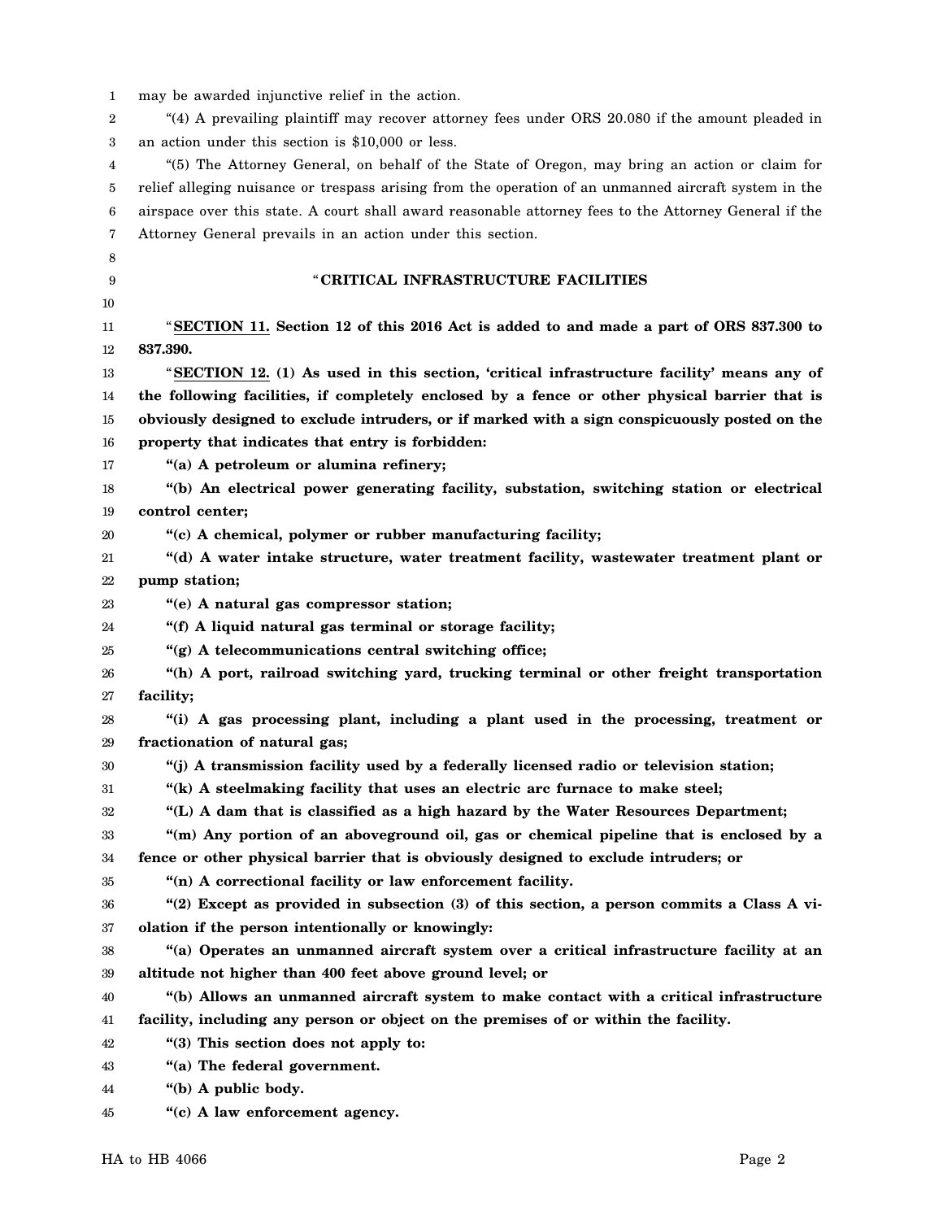may be awarded injunctive relief in the action.

"(4) A prevailing plaintiff may recover attorney fees under ORS 20.080 if the amount pleaded in an action under this section is $10,000 or less.

"(5) The Attorney General, on behalf of the State of Oregon, may bring an action or claim for relief alleging nuisance or trespass arising from the operation of an unmanned aircraft system in the airspace over this state. A court shall award reasonable attorney fees to the Attorney General if the Attorney General prevails in an action under this section.

"**CRITICAL INFRASTRUCTURE FACILITIES**

"**SECTION 11. Section 12 of this 2016 Act is added to and made a part of ORS 837.300 to 837.390.**

"**SECTION 12. (1) As used in this section, 'critical infrastructure facility' means any of the following facilities, if completely enclosed by a fence or other physical barrier that is obviously designed to exclude intruders, or if marked with a sign conspicuously posted on the property that indicates that entry is forbidden:**

**"(a) A petroleum or alumina refinery;**

**"(b) An electrical power generating facility, substation, switching station or electrical control center;**

**"(c) A chemical, polymer or rubber manufacturing facility;**

**"(d) A water intake structure, water treatment facility, wastewater treatment plant or pump station;**

**"(e) A natural gas compressor station;**

**"(f) A liquid natural gas terminal or storage facility;**

**"(g) A telecommunications central switching office;**

**"(h) A port, railroad switching yard, trucking terminal or other freight transportation facility;**

**"(i) A gas processing plant, including a plant used in the processing, treatment or fractionation of natural gas;**

**"(j) A transmission facility used by a federally licensed radio or television station;**

**"(k) A steelmaking facility that uses an electric arc furnace to make steel;**

**"(L) A dam that is classified as a high hazard by the Water Resources Department;**

**"(m) Any portion of an aboveground oil, gas or chemical pipeline that is enclosed by a fence or other physical barrier that is obviously designed to exclude intruders; or**

**"(n) A correctional facility or law enforcement facility.**

**"(2) Except as provided in subsection (3) of this section, a person commits a Class A violation if the person intentionally or knowingly:**

**"(a) Operates an unmanned aircraft system over a critical infrastructure facility at an altitude not higher than 400 feet above ground level; or**

**"(b) Allows an unmanned aircraft system to make contact with a critical infrastructure facility, including any person or object on the premises of or within the facility.**

**"(3) This section does not apply to:**

**"(a) The federal government.**

**"(b) A public body.**

**"(c) A law enforcement agency.**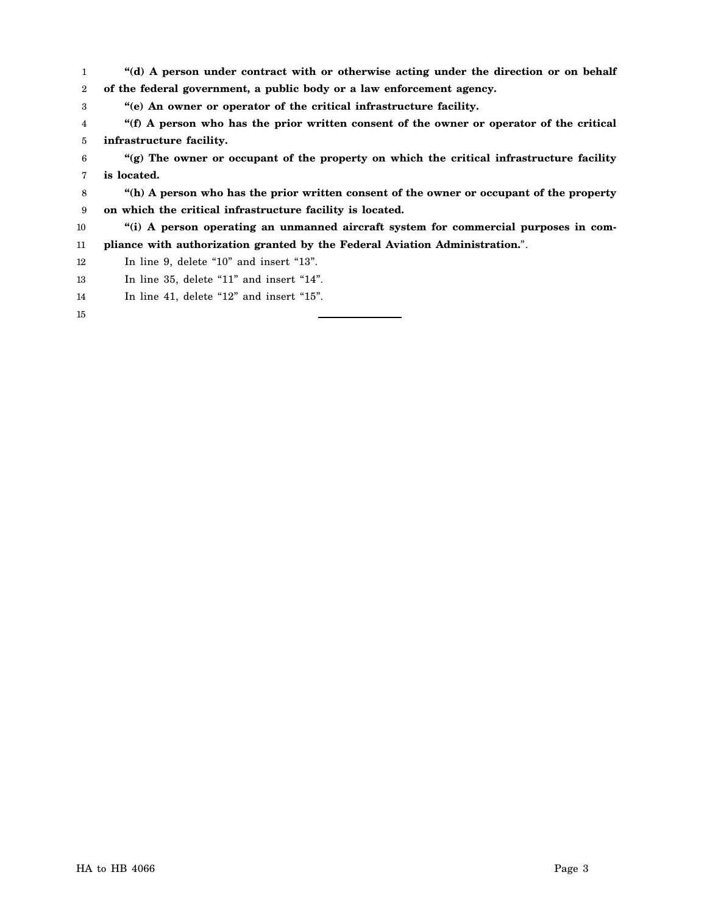**"(d) A person under contract with or otherwise acting under the direction or on behalf of the federal government, a public body or a law enforcement agency.**

**"(e) An owner or operator of the critical infrastructure facility.**

**"(f) A person who has the prior written consent of the owner or operator of the critical infrastructure facility.**

**"(g) The owner or occupant of the property on which the critical infrastructure facility is located.**

**"(h) A person who has the prior written consent of the owner or occupant of the property on which the critical infrastructure facility is located.**

**"(i) A person operating an unmanned aircraft system for commercial purposes in compliance with authorization granted by the Federal Aviation Administration.**".

In line 9, delete "10" and insert "13".

In line 35, delete "11" and insert "14".

In line 41, delete "12" and insert "15".

---